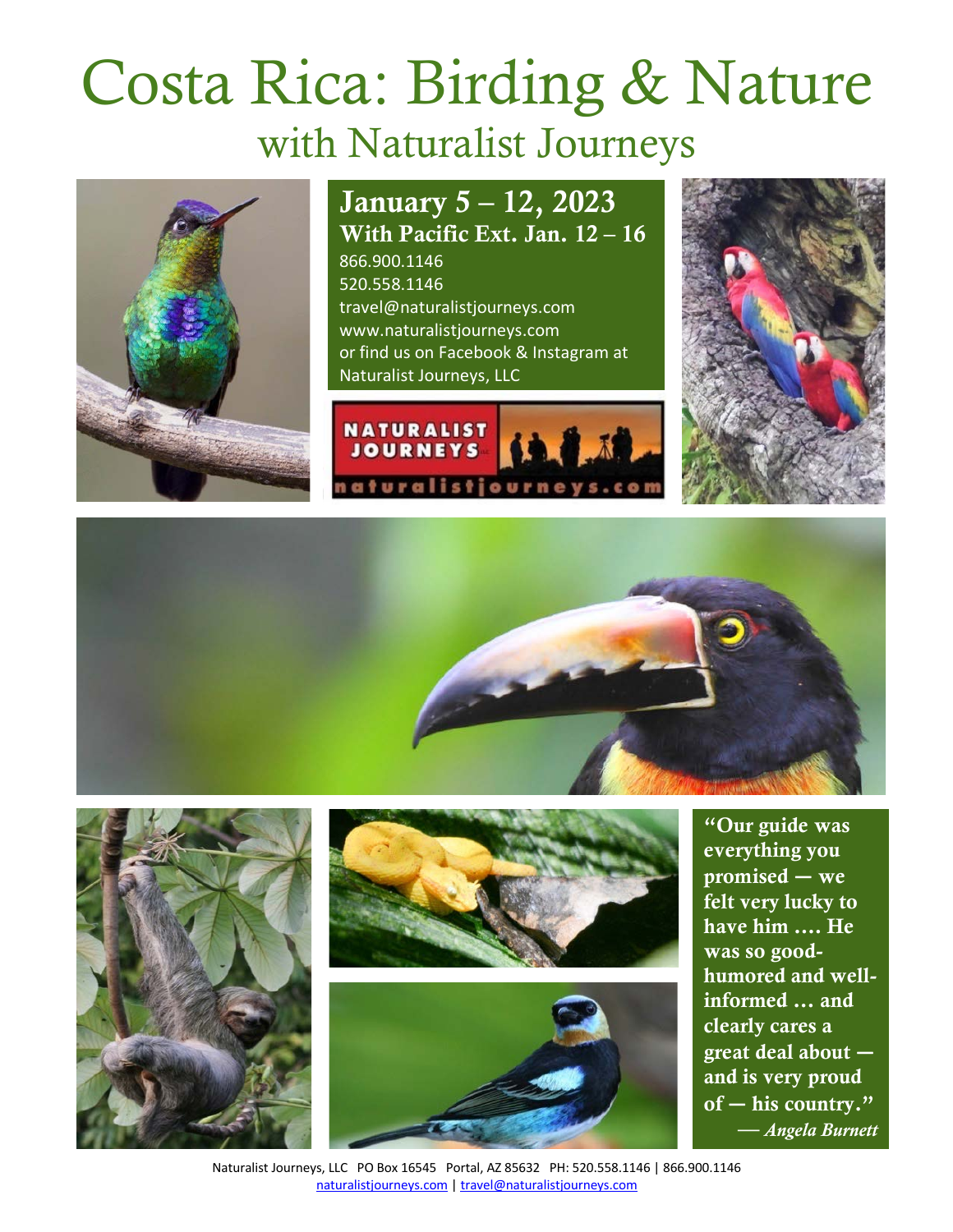# Costa Rica: Birding & Nature

## with Naturalist Journeys

**January 5 – 12, 2023**

**With Pacific Ext. Jan. 12 – 16**

866.900.1146
520.558.1146
travel@naturalistjourneys.com
www.naturalistjourneys.com
or find us on Facebook & Instagram at Naturalist Journeys, LLC

**"Our guide was everything you promised — we felt very lucky to have him .... He was so good-humored and well-informed … and clearly cares a great deal about — and is very proud of — his country."**
— *Angela Burnett*

Naturalist Journeys, LLC PO Box 16545 Portal, AZ 85632 PH: 520.558.1146 | 866.900.1146
naturalistjourneys.com | travel@naturalistjourneys.com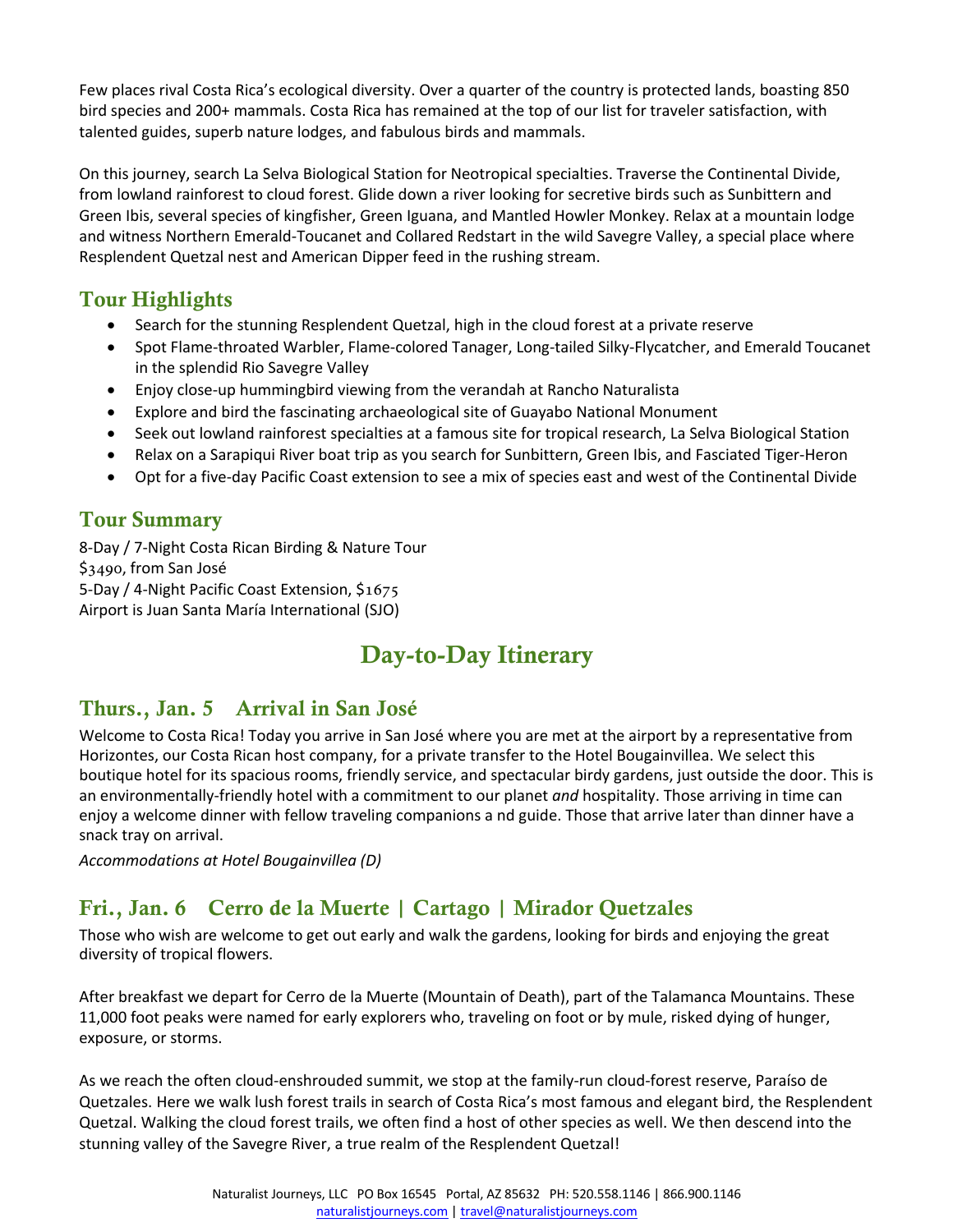Few places rival Costa Rica's ecological diversity. Over a quarter of the country is protected lands, boasting 850 bird species and 200+ mammals. Costa Rica has remained at the top of our list for traveler satisfaction, with talented guides, superb nature lodges, and fabulous birds and mammals.

On this journey, search La Selva Biological Station for Neotropical specialties. Traverse the Continental Divide, from lowland rainforest to cloud forest. Glide down a river looking for secretive birds such as Sunbittern and Green Ibis, several species of kingfisher, Green Iguana, and Mantled Howler Monkey. Relax at a mountain lodge and witness Northern Emerald-Toucanet and Collared Redstart in the wild Savegre Valley, a special place where Resplendent Quetzal nest and American Dipper feed in the rushing stream.

## Tour Highlights

- Search for the stunning Resplendent Quetzal, high in the cloud forest at a private reserve
- Spot Flame-throated Warbler, Flame-colored Tanager, Long-tailed Silky-Flycatcher, and Emerald Toucanet in the splendid Rio Savegre Valley
- Enjoy close-up hummingbird viewing from the verandah at Rancho Naturalista
- Explore and bird the fascinating archaeological site of Guayabo National Monument
- Seek out lowland rainforest specialties at a famous site for tropical research, La Selva Biological Station
- Relax on a Sarapiqui River boat trip as you search for Sunbittern, Green Ibis, and Fasciated Tiger-Heron
- Opt for a five-day Pacific Coast extension to see a mix of species east and west of the Continental Divide

## Tour Summary

8-Day / 7-Night Costa Rican Birding & Nature Tour
$3490, from San José
5-Day / 4-Night Pacific Coast Extension, $1675
Airport is Juan Santa María International (SJO)

# Day-to-Day Itinerary

## Thurs., Jan. 5 Arrival in San José

Welcome to Costa Rica! Today you arrive in San José where you are met at the airport by a representative from Horizontes, our Costa Rican host company, for a private transfer to the Hotel Bougainvillea. We select this boutique hotel for its spacious rooms, friendly service, and spectacular birdy gardens, just outside the door. This is an environmentally-friendly hotel with a commitment to our planet *and* hospitality. Those arriving in time can enjoy a welcome dinner with fellow traveling companions a nd guide. Those that arrive later than dinner have a snack tray on arrival.

*Accommodations at Hotel Bougainvillea (D)*

## Fri., Jan. 6 Cerro de la Muerte | Cartago | Mirador Quetzales

Those who wish are welcome to get out early and walk the gardens, looking for birds and enjoying the great diversity of tropical flowers.

After breakfast we depart for Cerro de la Muerte (Mountain of Death), part of the Talamanca Mountains. These 11,000 foot peaks were named for early explorers who, traveling on foot or by mule, risked dying of hunger, exposure, or storms.

As we reach the often cloud-enshrouded summit, we stop at the family-run cloud-forest reserve, Paraíso de Quetzales. Here we walk lush forest trails in search of Costa Rica's most famous and elegant bird, the Resplendent Quetzal. Walking the cloud forest trails, we often find a host of other species as well. We then descend into the stunning valley of the Savegre River, a true realm of the Resplendent Quetzal!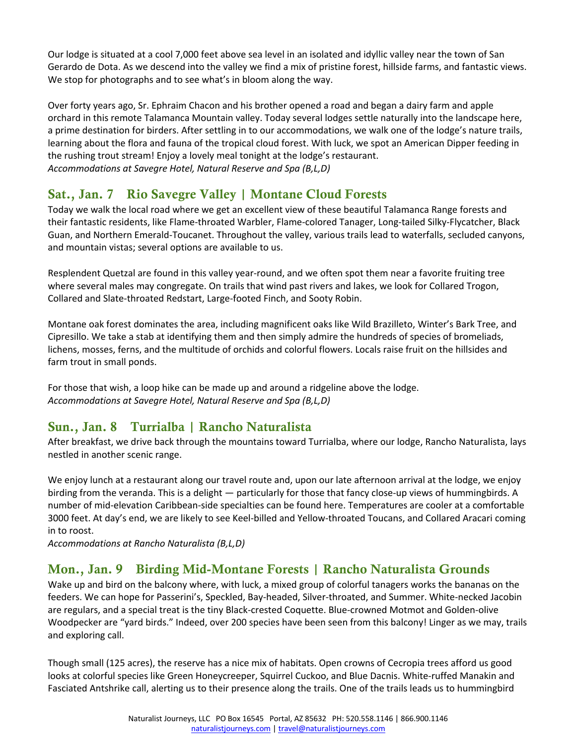Our lodge is situated at a cool 7,000 feet above sea level in an isolated and idyllic valley near the town of San Gerardo de Dota. As we descend into the valley we find a mix of pristine forest, hillside farms, and fantastic views. We stop for photographs and to see what's in bloom along the way.

Over forty years ago, Sr. Ephraim Chacon and his brother opened a road and began a dairy farm and apple orchard in this remote Talamanca Mountain valley. Today several lodges settle naturally into the landscape here, a prime destination for birders. After settling in to our accommodations, we walk one of the lodge's nature trails, learning about the flora and fauna of the tropical cloud forest. With luck, we spot an American Dipper feeding in the rushing trout stream! Enjoy a lovely meal tonight at the lodge's restaurant.
*Accommodations at Savegre Hotel, Natural Reserve and Spa (B,L,D)*

## Sat., Jan. 7 Rio Savegre Valley | Montane Cloud Forests

Today we walk the local road where we get an excellent view of these beautiful Talamanca Range forests and their fantastic residents, like Flame-throated Warbler, Flame-colored Tanager, Long-tailed Silky-Flycatcher, Black Guan, and Northern Emerald-Toucanet. Throughout the valley, various trails lead to waterfalls, secluded canyons, and mountain vistas; several options are available to us.

Resplendent Quetzal are found in this valley year-round, and we often spot them near a favorite fruiting tree where several males may congregate. On trails that wind past rivers and lakes, we look for Collared Trogon, Collared and Slate-throated Redstart, Large-footed Finch, and Sooty Robin.

Montane oak forest dominates the area, including magnificent oaks like Wild Brazilleto, Winter's Bark Tree, and Cipresillo. We take a stab at identifying them and then simply admire the hundreds of species of bromeliads, lichens, mosses, ferns, and the multitude of orchids and colorful flowers. Locals raise fruit on the hillsides and farm trout in small ponds.

For those that wish, a loop hike can be made up and around a ridgeline above the lodge.
*Accommodations at Savegre Hotel, Natural Reserve and Spa (B,L,D)*

## Sun., Jan. 8 Turrialba | Rancho Naturalista

After breakfast, we drive back through the mountains toward Turrialba, where our lodge, Rancho Naturalista, lays nestled in another scenic range.

We enjoy lunch at a restaurant along our travel route and, upon our late afternoon arrival at the lodge, we enjoy birding from the veranda. This is a delight — particularly for those that fancy close-up views of hummingbirds. A number of mid-elevation Caribbean-side specialties can be found here. Temperatures are cooler at a comfortable 3000 feet. At day's end, we are likely to see Keel-billed and Yellow-throated Toucans, and Collared Aracari coming in to roost.
*Accommodations at Rancho Naturalista (B,L,D)*

## Mon., Jan. 9 Birding Mid-Montane Forests | Rancho Naturalista Grounds

Wake up and bird on the balcony where, with luck, a mixed group of colorful tanagers works the bananas on the feeders. We can hope for Passerini's, Speckled, Bay-headed, Silver-throated, and Summer. White-necked Jacobin are regulars, and a special treat is the tiny Black-crested Coquette. Blue-crowned Motmot and Golden-olive Woodpecker are "yard birds." Indeed, over 200 species have been seen from this balcony! Linger as we may, trails and exploring call.

Though small (125 acres), the reserve has a nice mix of habitats. Open crowns of Cecropia trees afford us good looks at colorful species like Green Honeycreeper, Squirrel Cuckoo, and Blue Dacnis. White-ruffed Manakin and Fasciated Antshrike call, alerting us to their presence along the trails. One of the trails leads us to hummingbird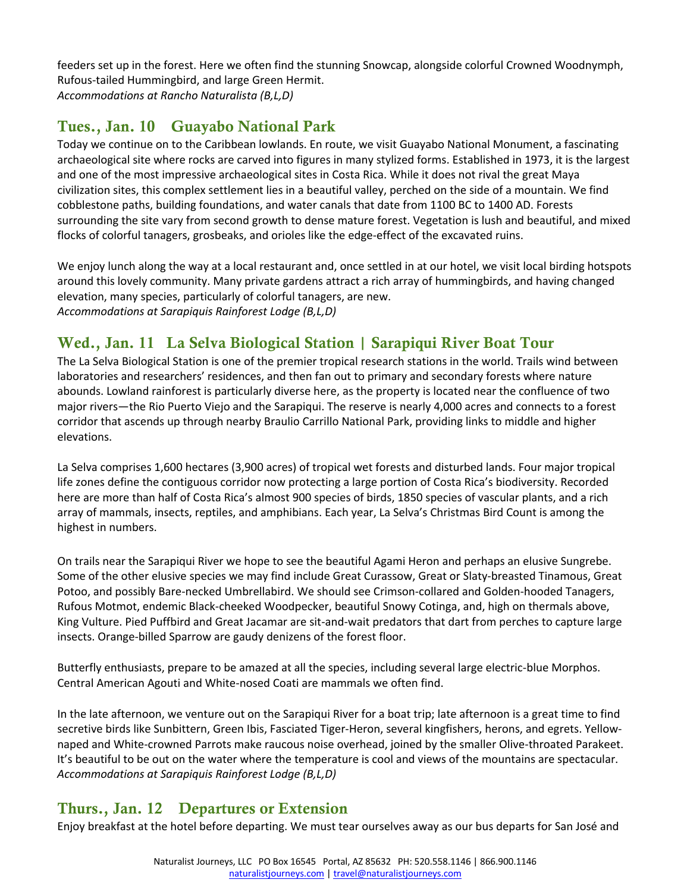feeders set up in the forest. Here we often find the stunning Snowcap, alongside colorful Crowned Woodnymph, Rufous-tailed Hummingbird, and large Green Hermit.
*Accommodations at Rancho Naturalista (B,L,D)*

## Tues., Jan. 10 Guayabo National Park

Today we continue on to the Caribbean lowlands. En route, we visit Guayabo National Monument, a fascinating archaeological site where rocks are carved into figures in many stylized forms. Established in 1973, it is the largest and one of the most impressive archaeological sites in Costa Rica. While it does not rival the great Maya civilization sites, this complex settlement lies in a beautiful valley, perched on the side of a mountain. We find cobblestone paths, building foundations, and water canals that date from 1100 BC to 1400 AD. Forests surrounding the site vary from second growth to dense mature forest. Vegetation is lush and beautiful, and mixed flocks of colorful tanagers, grosbeaks, and orioles like the edge-effect of the excavated ruins.

We enjoy lunch along the way at a local restaurant and, once settled in at our hotel, we visit local birding hotspots around this lovely community. Many private gardens attract a rich array of hummingbirds, and having changed elevation, many species, particularly of colorful tanagers, are new.
*Accommodations at Sarapiquis Rainforest Lodge (B,L,D)*

## Wed., Jan. 11 La Selva Biological Station | Sarapiqui River Boat Tour

The La Selva Biological Station is one of the premier tropical research stations in the world. Trails wind between laboratories and researchers' residences, and then fan out to primary and secondary forests where nature abounds. Lowland rainforest is particularly diverse here, as the property is located near the confluence of two major rivers—the Rio Puerto Viejo and the Sarapiqui. The reserve is nearly 4,000 acres and connects to a forest corridor that ascends up through nearby Braulio Carrillo National Park, providing links to middle and higher elevations.

La Selva comprises 1,600 hectares (3,900 acres) of tropical wet forests and disturbed lands. Four major tropical life zones define the contiguous corridor now protecting a large portion of Costa Rica's biodiversity. Recorded here are more than half of Costa Rica's almost 900 species of birds, 1850 species of vascular plants, and a rich array of mammals, insects, reptiles, and amphibians. Each year, La Selva's Christmas Bird Count is among the highest in numbers.

On trails near the Sarapiqui River we hope to see the beautiful Agami Heron and perhaps an elusive Sungrebe. Some of the other elusive species we may find include Great Curassow, Great or Slaty-breasted Tinamous, Great Potoo, and possibly Bare-necked Umbrellabird. We should see Crimson-collared and Golden-hooded Tanagers, Rufous Motmot, endemic Black-cheeked Woodpecker, beautiful Snowy Cotinga, and, high on thermals above, King Vulture. Pied Puffbird and Great Jacamar are sit-and-wait predators that dart from perches to capture large insects. Orange-billed Sparrow are gaudy denizens of the forest floor.

Butterfly enthusiasts, prepare to be amazed at all the species, including several large electric-blue Morphos. Central American Agouti and White-nosed Coati are mammals we often find.

In the late afternoon, we venture out on the Sarapiqui River for a boat trip; late afternoon is a great time to find secretive birds like Sunbittern, Green Ibis, Fasciated Tiger-Heron, several kingfishers, herons, and egrets. Yellow-naped and White-crowned Parrots make raucous noise overhead, joined by the smaller Olive-throated Parakeet. It's beautiful to be out on the water where the temperature is cool and views of the mountains are spectacular.
*Accommodations at Sarapiquis Rainforest Lodge (B,L,D)*

## Thurs., Jan. 12 Departures or Extension

Enjoy breakfast at the hotel before departing. We must tear ourselves away as our bus departs for San José and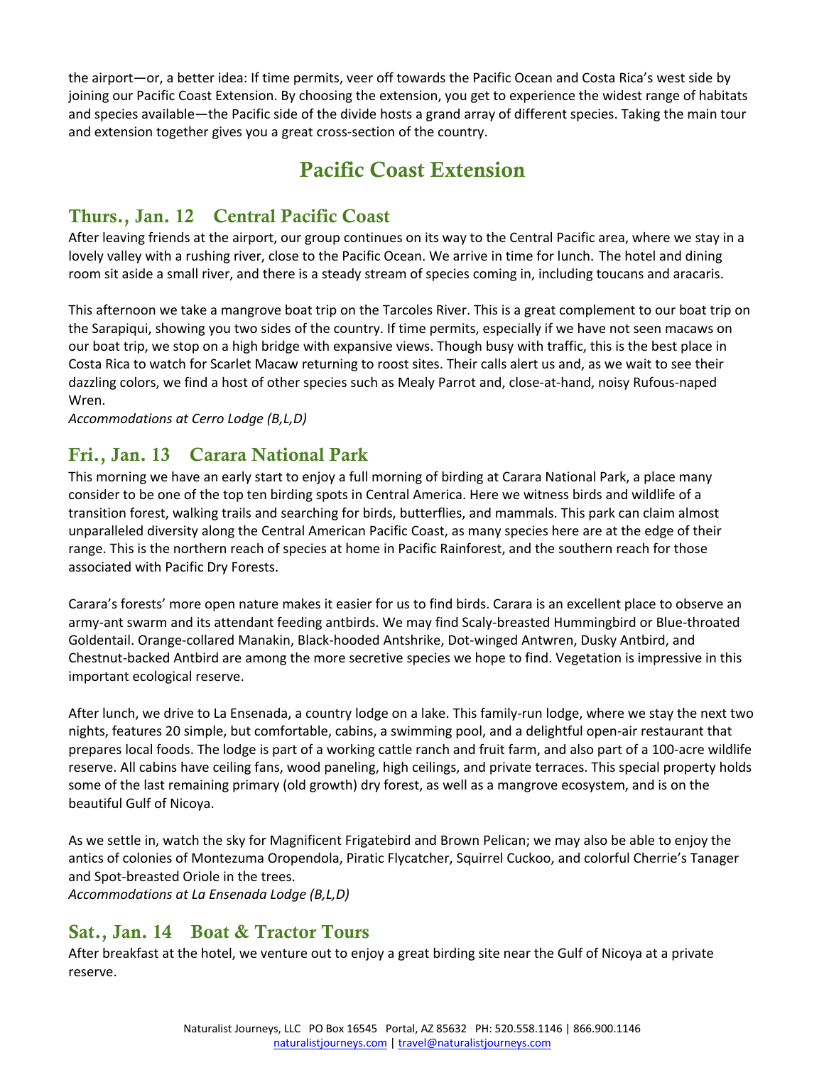the airport—or, a better idea: If time permits, veer off towards the Pacific Ocean and Costa Rica's west side by joining our Pacific Coast Extension. By choosing the extension, you get to experience the widest range of habitats and species available—the Pacific side of the divide hosts a grand array of different species. Taking the main tour and extension together gives you a great cross-section of the country.

# Pacific Coast Extension

## Thurs., Jan. 12 Central Pacific Coast

After leaving friends at the airport, our group continues on its way to the Central Pacific area, where we stay in a lovely valley with a rushing river, close to the Pacific Ocean. We arrive in time for lunch. The hotel and dining room sit aside a small river, and there is a steady stream of species coming in, including toucans and aracaris.

This afternoon we take a mangrove boat trip on the Tarcoles River. This is a great complement to our boat trip on the Sarapiqui, showing you two sides of the country. If time permits, especially if we have not seen macaws on our boat trip, we stop on a high bridge with expansive views. Though busy with traffic, this is the best place in Costa Rica to watch for Scarlet Macaw returning to roost sites. Their calls alert us and, as we wait to see their dazzling colors, we find a host of other species such as Mealy Parrot and, close-at-hand, noisy Rufous-naped Wren.

*Accommodations at Cerro Lodge (B,L,D)*

## Fri., Jan. 13 Carara National Park

This morning we have an early start to enjoy a full morning of birding at Carara National Park, a place many consider to be one of the top ten birding spots in Central America. Here we witness birds and wildlife of a transition forest, walking trails and searching for birds, butterflies, and mammals. This park can claim almost unparalleled diversity along the Central American Pacific Coast, as many species here are at the edge of their range. This is the northern reach of species at home in Pacific Rainforest, and the southern reach for those associated with Pacific Dry Forests.

Carara's forests' more open nature makes it easier for us to find birds. Carara is an excellent place to observe an army-ant swarm and its attendant feeding antbirds. We may find Scaly-breasted Hummingbird or Blue-throated Goldentail. Orange-collared Manakin, Black-hooded Antshrike, Dot-winged Antwren, Dusky Antbird, and Chestnut-backed Antbird are among the more secretive species we hope to find. Vegetation is impressive in this important ecological reserve.

After lunch, we drive to La Ensenada, a country lodge on a lake. This family-run lodge, where we stay the next two nights, features 20 simple, but comfortable, cabins, a swimming pool, and a delightful open-air restaurant that prepares local foods. The lodge is part of a working cattle ranch and fruit farm, and also part of a 100-acre wildlife reserve. All cabins have ceiling fans, wood paneling, high ceilings, and private terraces. This special property holds some of the last remaining primary (old growth) dry forest, as well as a mangrove ecosystem, and is on the beautiful Gulf of Nicoya.

As we settle in, watch the sky for Magnificent Frigatebird and Brown Pelican; we may also be able to enjoy the antics of colonies of Montezuma Oropendola, Piratic Flycatcher, Squirrel Cuckoo, and colorful Cherrie's Tanager and Spot-breasted Oriole in the trees.

*Accommodations at La Ensenada Lodge (B,L,D)*

## Sat., Jan. 14 Boat & Tractor Tours

After breakfast at the hotel, we venture out to enjoy a great birding site near the Gulf of Nicoya at a private reserve.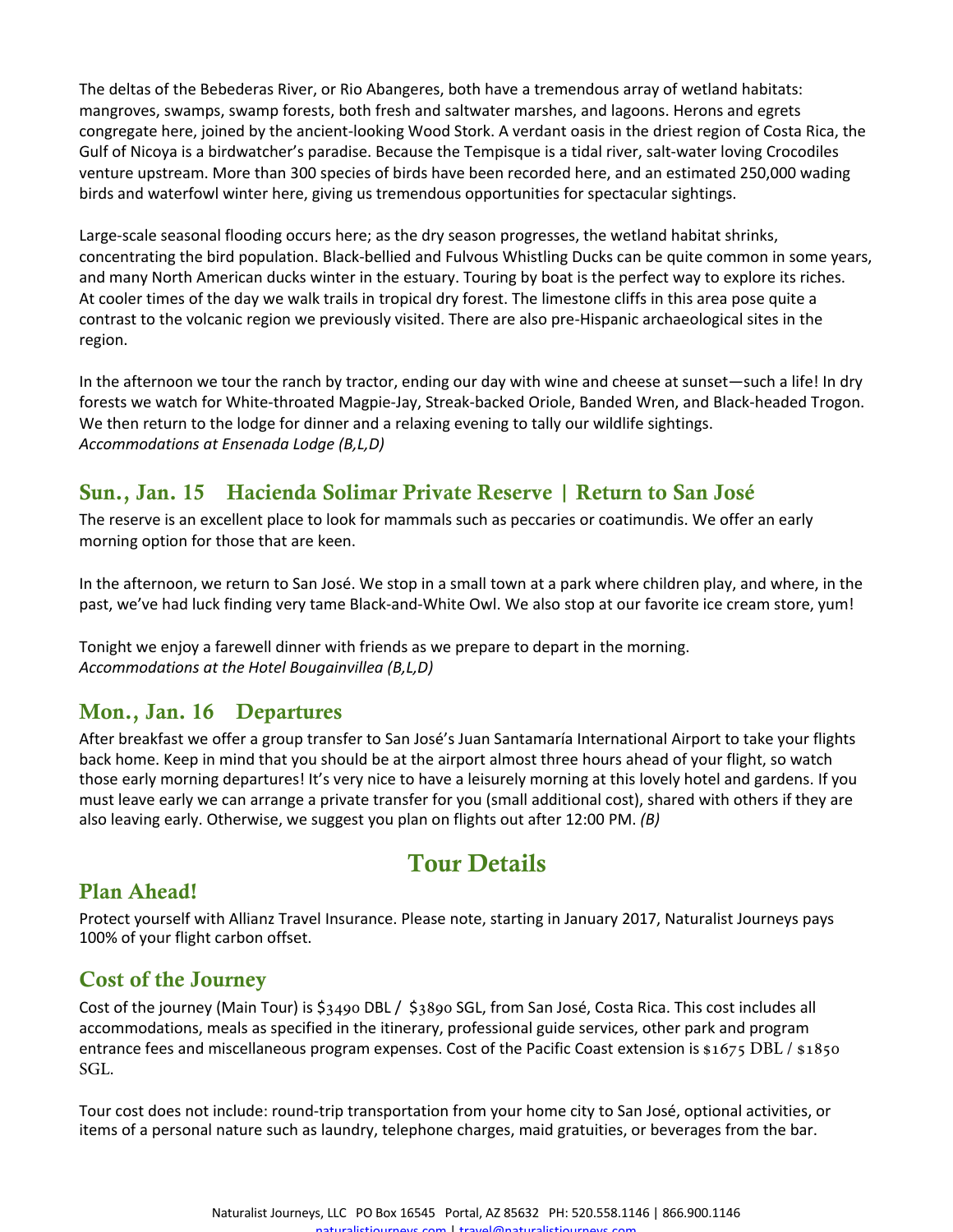The deltas of the Bebederas River, or Rio Abangeres, both have a tremendous array of wetland habitats: mangroves, swamps, swamp forests, both fresh and saltwater marshes, and lagoons. Herons and egrets congregate here, joined by the ancient-looking Wood Stork. A verdant oasis in the driest region of Costa Rica, the Gulf of Nicoya is a birdwatcher's paradise. Because the Tempisque is a tidal river, salt-water loving Crocodiles venture upstream. More than 300 species of birds have been recorded here, and an estimated 250,000 wading birds and waterfowl winter here, giving us tremendous opportunities for spectacular sightings.

Large-scale seasonal flooding occurs here; as the dry season progresses, the wetland habitat shrinks, concentrating the bird population. Black-bellied and Fulvous Whistling Ducks can be quite common in some years, and many North American ducks winter in the estuary. Touring by boat is the perfect way to explore its riches. At cooler times of the day we walk trails in tropical dry forest. The limestone cliffs in this area pose quite a contrast to the volcanic region we previously visited. There are also pre-Hispanic archaeological sites in the region.

In the afternoon we tour the ranch by tractor, ending our day with wine and cheese at sunset—such a life! In dry forests we watch for White-throated Magpie-Jay, Streak-backed Oriole, Banded Wren, and Black-headed Trogon. We then return to the lodge for dinner and a relaxing evening to tally our wildlife sightings.
*Accommodations at Ensenada Lodge (B,L,D)*

## Sun., Jan. 15 Hacienda Solimar Private Reserve | Return to San José

The reserve is an excellent place to look for mammals such as peccaries or coatimundis. We offer an early morning option for those that are keen.

In the afternoon, we return to San José. We stop in a small town at a park where children play, and where, in the past, we've had luck finding very tame Black-and-White Owl. We also stop at our favorite ice cream store, yum!

Tonight we enjoy a farewell dinner with friends as we prepare to depart in the morning.
*Accommodations at the Hotel Bougainvillea (B,L,D)*

## Mon., Jan. 16 Departures

After breakfast we offer a group transfer to San José's Juan Santamaría International Airport to take your flights back home. Keep in mind that you should be at the airport almost three hours ahead of your flight, so watch those early morning departures! It's very nice to have a leisurely morning at this lovely hotel and gardens. If you must leave early we can arrange a private transfer for you (small additional cost), shared with others if they are also leaving early. Otherwise, we suggest you plan on flights out after 12:00 PM. *(B)*

# Tour Details

## Plan Ahead!

Protect yourself with Allianz Travel Insurance. Please note, starting in January 2017, Naturalist Journeys pays 100% of your flight carbon offset.

## Cost of the Journey

Cost of the journey (Main Tour) is $3490 DBL / $3890 SGL, from San José, Costa Rica. This cost includes all accommodations, meals as specified in the itinerary, professional guide services, other park and program entrance fees and miscellaneous program expenses. Cost of the Pacific Coast extension is $1675 DBL / $1850 SGL.

Tour cost does not include: round-trip transportation from your home city to San José, optional activities, or items of a personal nature such as laundry, telephone charges, maid gratuities, or beverages from the bar.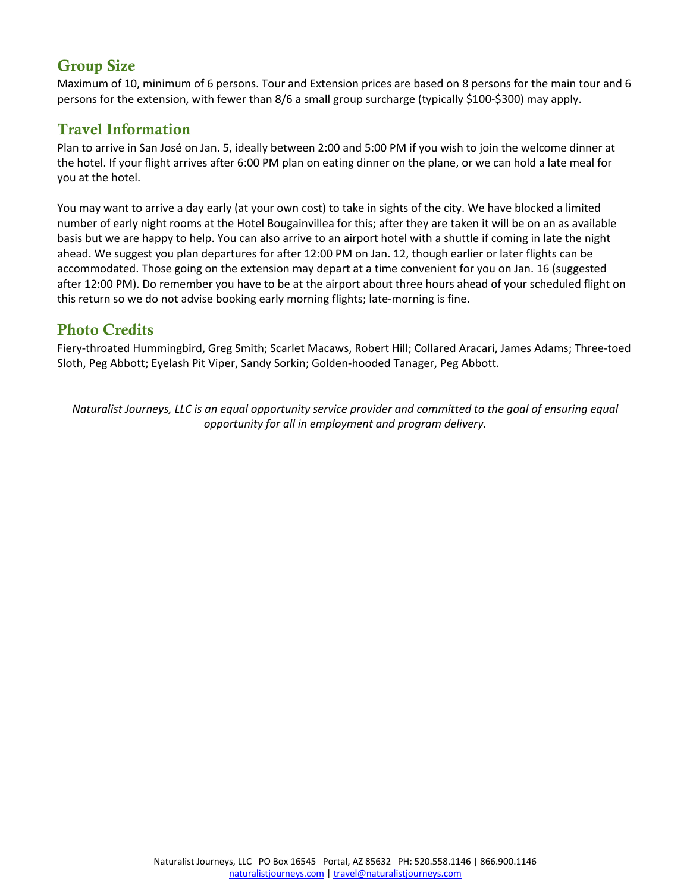## Group Size

Maximum of 10, minimum of 6 persons. Tour and Extension prices are based on 8 persons for the main tour and 6 persons for the extension, with fewer than 8/6 a small group surcharge (typically $100-$300) may apply.

## Travel Information

Plan to arrive in San José on Jan. 5, ideally between 2:00 and 5:00 PM if you wish to join the welcome dinner at the hotel. If your flight arrives after 6:00 PM plan on eating dinner on the plane, or we can hold a late meal for you at the hotel.

You may want to arrive a day early (at your own cost) to take in sights of the city. We have blocked a limited number of early night rooms at the Hotel Bougainvillea for this; after they are taken it will be on an as available basis but we are happy to help. You can also arrive to an airport hotel with a shuttle if coming in late the night ahead. We suggest you plan departures for after 12:00 PM on Jan. 12, though earlier or later flights can be accommodated. Those going on the extension may depart at a time convenient for you on Jan. 16 (suggested after 12:00 PM). Do remember you have to be at the airport about three hours ahead of your scheduled flight on this return so we do not advise booking early morning flights; late-morning is fine.

## Photo Credits

Fiery-throated Hummingbird, Greg Smith; Scarlet Macaws, Robert Hill; Collared Aracari, James Adams; Three-toed Sloth, Peg Abbott; Eyelash Pit Viper, Sandy Sorkin; Golden-hooded Tanager, Peg Abbott.

*Naturalist Journeys, LLC is an equal opportunity service provider and committed to the goal of ensuring equal opportunity for all in employment and program delivery.*

Naturalist Journeys, LLC PO Box 16545 Portal, AZ 85632 PH: 520.558.1146 | 866.900.1146
naturalistjourneys.com | travel@naturalistjourneys.com